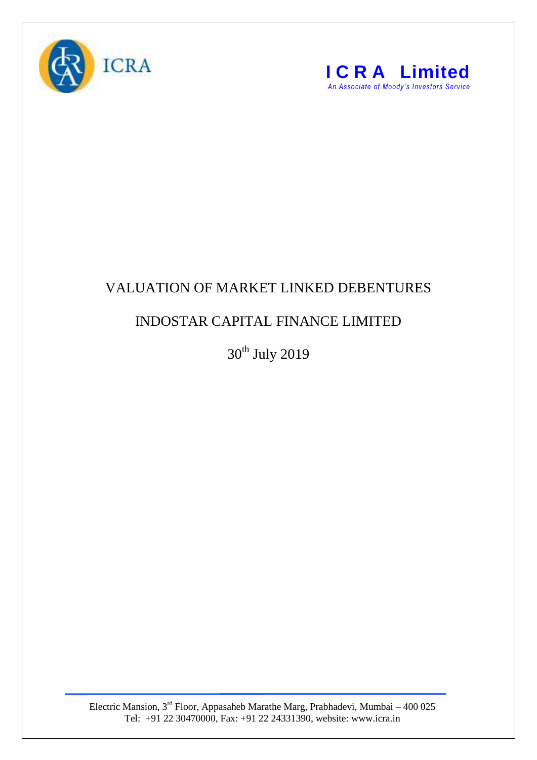ICRA

**ICRA Limited**

*An Associate of Moody's Investors Service*

# VALUATION OF MARKET LINKED DEBENTURES

## INDOSTAR CAPITAL FINANCE LIMITED

30th July 2019

Electric Mansion, 3rd Floor, Appasaheb Marathe Marg, Prabhadevi, Mumbai – 400 025
Tel: +91 22 30470000, Fax: +91 22 24331390, website: www.icra.in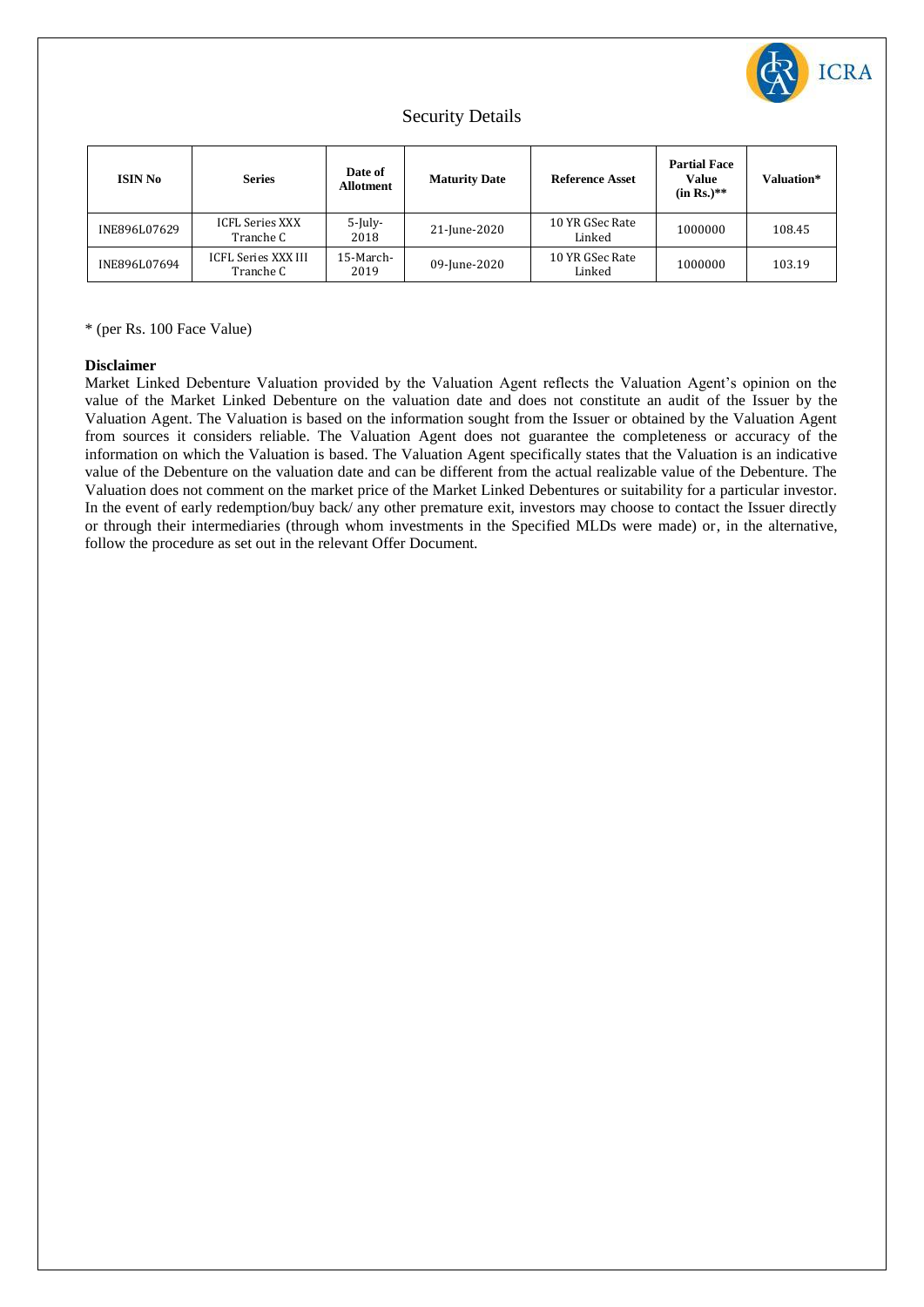## Security Details

| ISIN No | Series | Date of Allotment | Maturity Date | Reference Asset | Partial Face Value (in Rs.)** | Valuation* |
|---|---|---|---|---|---|---|
| INE896L07629 | ICFL Series XXX Tranche C | 5-July-2018 | 21-June-2020 | 10 YR GSec Rate Linked | 1000000 | 108.45 |
| INE896L07694 | ICFL Series XXX III Tranche C | 15-March-2019 | 09-June-2020 | 10 YR GSec Rate Linked | 1000000 | 103.19 |

* (per Rs. 100 Face Value)

**Disclaimer**

Market Linked Debenture Valuation provided by the Valuation Agent reflects the Valuation Agent's opinion on the value of the Market Linked Debenture on the valuation date and does not constitute an audit of the Issuer by the Valuation Agent. The Valuation is based on the information sought from the Issuer or obtained by the Valuation Agent from sources it considers reliable. The Valuation Agent does not guarantee the completeness or accuracy of the information on which the Valuation is based. The Valuation Agent specifically states that the Valuation is an indicative value of the Debenture on the valuation date and can be different from the actual realizable value of the Debenture. The Valuation does not comment on the market price of the Market Linked Debentures or suitability for a particular investor. In the event of early redemption/buy back/ any other premature exit, investors may choose to contact the Issuer directly or through their intermediaries (through whom investments in the Specified MLDs were made) or, in the alternative, follow the procedure as set out in the relevant Offer Document.